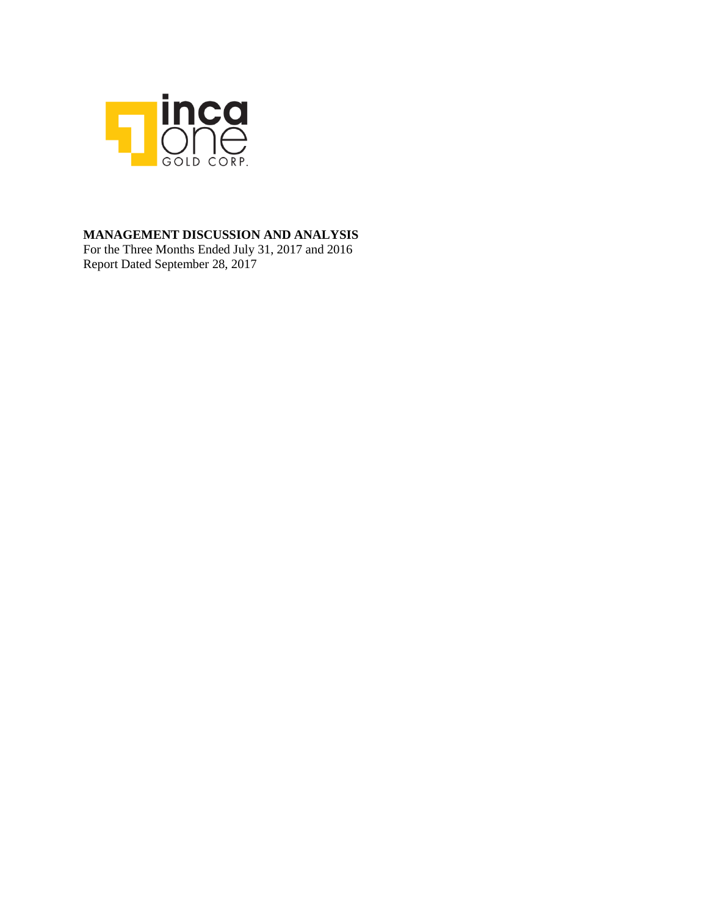inca one GOLD CORP.

**MANAGEMENT DISCUSSION AND ANALYSIS**

For the Three Months Ended July 31, 2017 and 2016

Report Dated September 28, 2017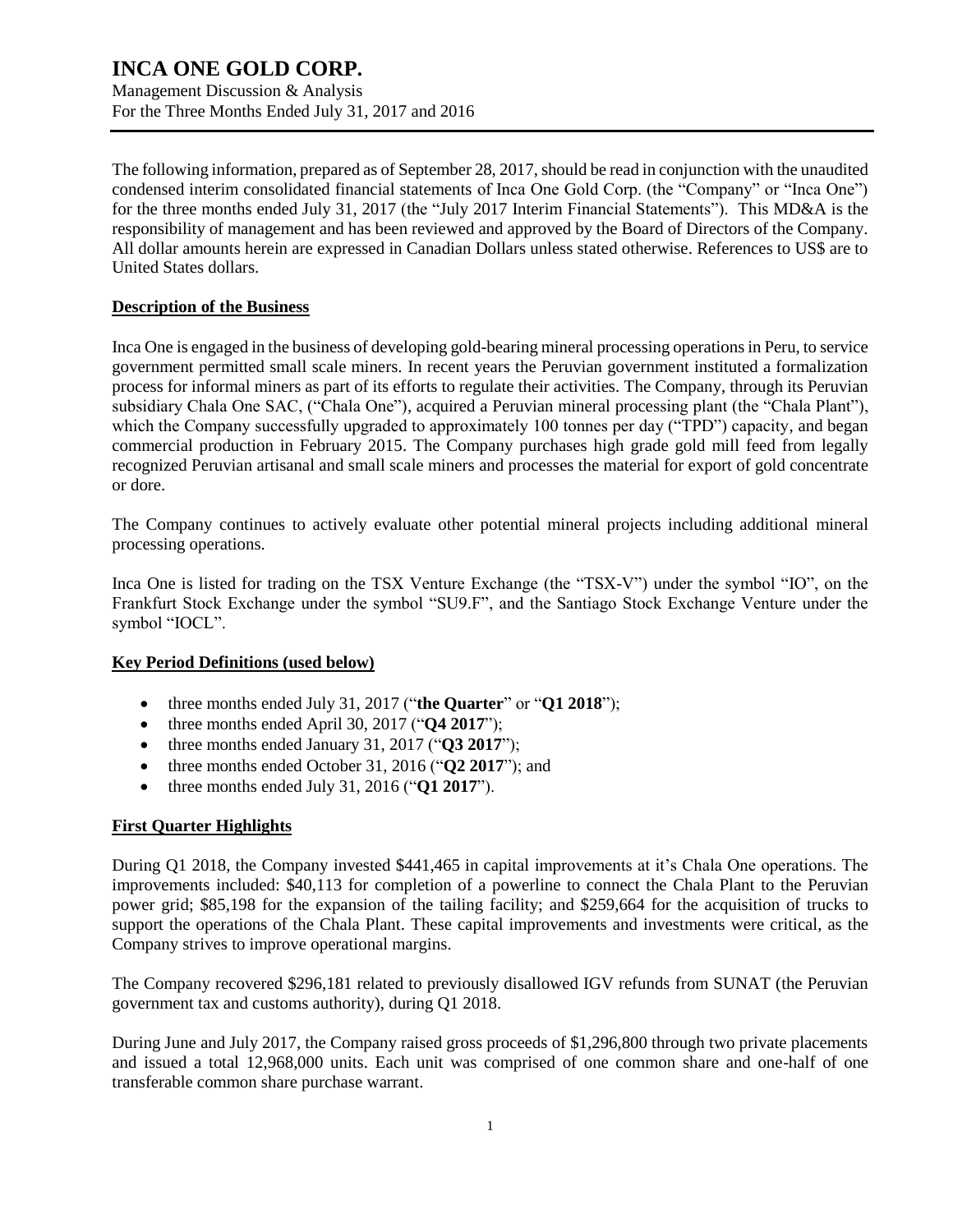# INCA ONE GOLD CORP.

Management Discussion & Analysis
For the Three Months Ended July 31, 2017 and 2016

The following information, prepared as of September 28, 2017, should be read in conjunction with the unaudited condensed interim consolidated financial statements of Inca One Gold Corp. (the "Company" or "Inca One") for the three months ended July 31, 2017 (the "July 2017 Interim Financial Statements"). This MD&A is the responsibility of management and has been reviewed and approved by the Board of Directors of the Company. All dollar amounts herein are expressed in Canadian Dollars unless stated otherwise. References to US$ are to United States dollars.

## Description of the Business

Inca One is engaged in the business of developing gold-bearing mineral processing operations in Peru, to service government permitted small scale miners. In recent years the Peruvian government instituted a formalization process for informal miners as part of its efforts to regulate their activities. The Company, through its Peruvian subsidiary Chala One SAC, ("Chala One"), acquired a Peruvian mineral processing plant (the "Chala Plant"), which the Company successfully upgraded to approximately 100 tonnes per day ("TPD") capacity, and began commercial production in February 2015. The Company purchases high grade gold mill feed from legally recognized Peruvian artisanal and small scale miners and processes the material for export of gold concentrate or dore.

The Company continues to actively evaluate other potential mineral projects including additional mineral processing operations.

Inca One is listed for trading on the TSX Venture Exchange (the "TSX-V") under the symbol "IO", on the Frankfurt Stock Exchange under the symbol "SU9.F", and the Santiago Stock Exchange Venture under the symbol "IOCL".

## Key Period Definitions (used below)

- three months ended July 31, 2017 ("**the Quarter**" or "**Q1 2018**");
- three months ended April 30, 2017 ("**Q4 2017**");
- three months ended January 31, 2017 ("**Q3 2017**");
- three months ended October 31, 2016 ("**Q2 2017**"); and
- three months ended July 31, 2016 ("**Q1 2017**").

## First Quarter Highlights

During Q1 2018, the Company invested $441,465 in capital improvements at it's Chala One operations. The improvements included: $40,113 for completion of a powerline to connect the Chala Plant to the Peruvian power grid; $85,198 for the expansion of the tailing facility; and $259,664 for the acquisition of trucks to support the operations of the Chala Plant. These capital improvements and investments were critical, as the Company strives to improve operational margins.

The Company recovered $296,181 related to previously disallowed IGV refunds from SUNAT (the Peruvian government tax and customs authority), during Q1 2018.

During June and July 2017, the Company raised gross proceeds of $1,296,800 through two private placements and issued a total 12,968,000 units. Each unit was comprised of one common share and one-half of one transferable common share purchase warrant.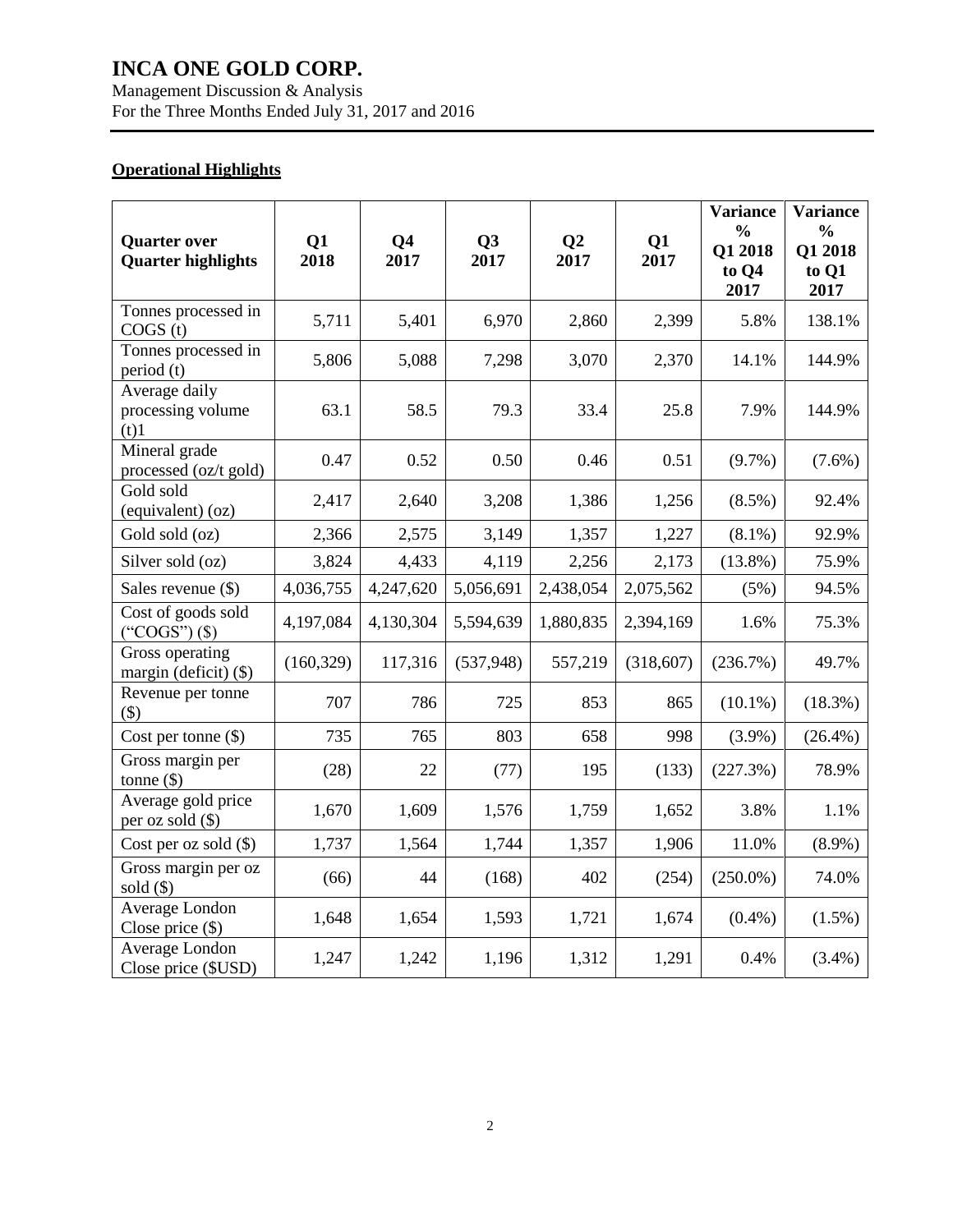## Operational Highlights

| Quarter over Quarter highlights | Q1 2018 | Q4 2017 | Q3 2017 | Q2 2017 | Q1 2017 | Variance % Q1 2018 to Q4 2017 | Variance % Q1 2018 to Q1 2017 |
|---|---|---|---|---|---|---|---|
| Tonnes processed in COGS (t) | 5,711 | 5,401 | 6,970 | 2,860 | 2,399 | 5.8% | 138.1% |
| Tonnes processed in period (t) | 5,806 | 5,088 | 7,298 | 3,070 | 2,370 | 14.1% | 144.9% |
| Average daily processing volume (t)1 | 63.1 | 58.5 | 79.3 | 33.4 | 25.8 | 7.9% | 144.9% |
| Mineral grade processed (oz/t gold) | 0.47 | 0.52 | 0.50 | 0.46 | 0.51 | (9.7%) | (7.6%) |
| Gold sold (equivalent) (oz) | 2,417 | 2,640 | 3,208 | 1,386 | 1,256 | (8.5%) | 92.4% |
| Gold sold (oz) | 2,366 | 2,575 | 3,149 | 1,357 | 1,227 | (8.1%) | 92.9% |
| Silver sold (oz) | 3,824 | 4,433 | 4,119 | 2,256 | 2,173 | (13.8%) | 75.9% |
| Sales revenue ($) | 4,036,755 | 4,247,620 | 5,056,691 | 2,438,054 | 2,075,562 | (5%) | 94.5% |
| Cost of goods sold ("COGS") ($) | 4,197,084 | 4,130,304 | 5,594,639 | 1,880,835 | 2,394,169 | 1.6% | 75.3% |
| Gross operating margin (deficit) ($) | (160,329) | 117,316 | (537,948) | 557,219 | (318,607) | (236.7%) | 49.7% |
| Revenue per tonne ($) | 707 | 786 | 725 | 853 | 865 | (10.1%) | (18.3%) |
| Cost per tonne ($) | 735 | 765 | 803 | 658 | 998 | (3.9%) | (26.4%) |
| Gross margin per tonne ($) | (28) | 22 | (77) | 195 | (133) | (227.3%) | 78.9% |
| Average gold price per oz sold ($) | 1,670 | 1,609 | 1,576 | 1,759 | 1,652 | 3.8% | 1.1% |
| Cost per oz sold ($) | 1,737 | 1,564 | 1,744 | 1,357 | 1,906 | 11.0% | (8.9%) |
| Gross margin per oz sold ($) | (66) | 44 | (168) | 402 | (254) | (250.0%) | 74.0% |
| Average London Close price ($) | 1,648 | 1,654 | 1,593 | 1,721 | 1,674 | (0.4%) | (1.5%) |
| Average London Close price ($USD) | 1,247 | 1,242 | 1,196 | 1,312 | 1,291 | 0.4% | (3.4%) |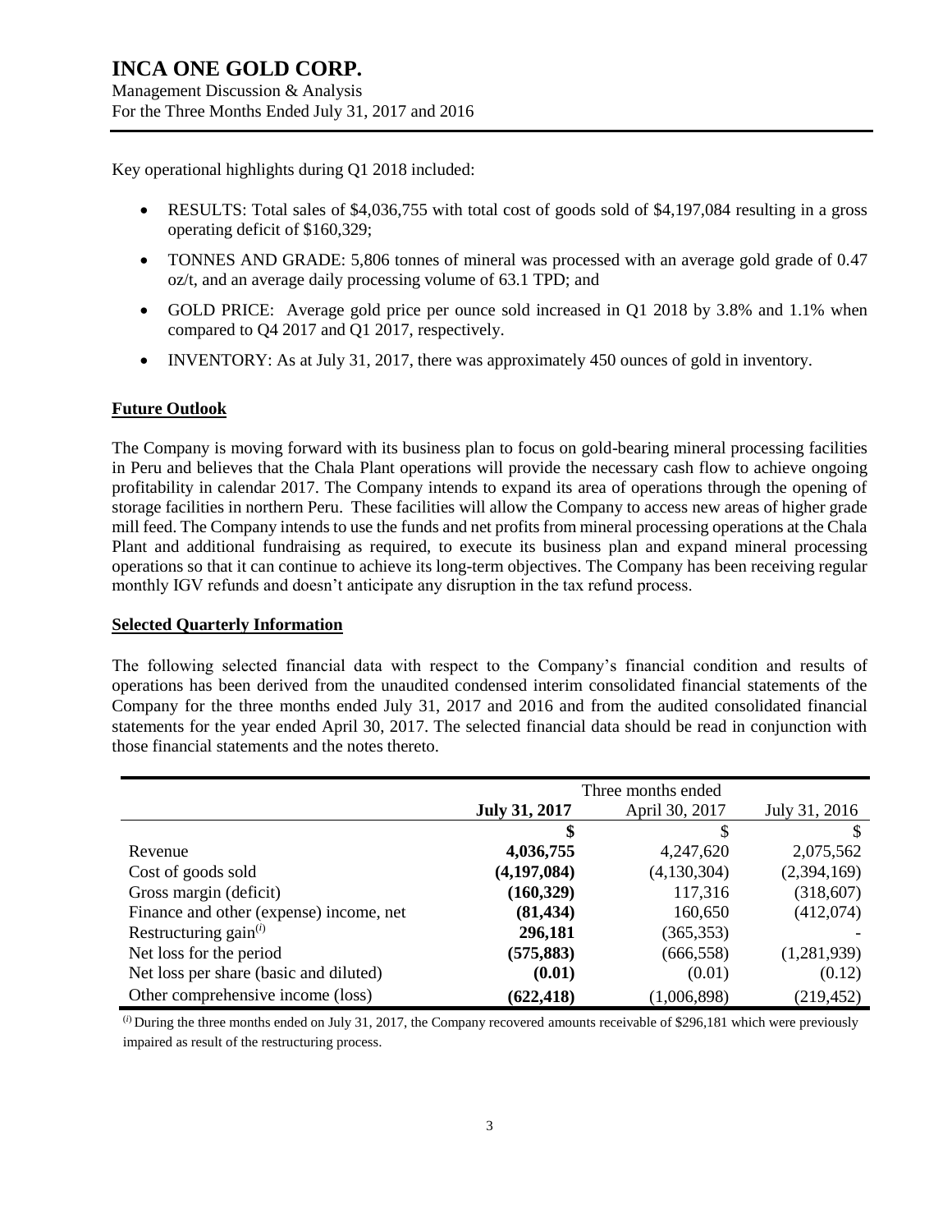Key operational highlights during Q1 2018 included:

- RESULTS: Total sales of $4,036,755 with total cost of goods sold of $4,197,084 resulting in a gross operating deficit of $160,329;
- TONNES AND GRADE: 5,806 tonnes of mineral was processed with an average gold grade of 0.47 oz/t, and an average daily processing volume of 63.1 TPD; and
- GOLD PRICE: Average gold price per ounce sold increased in Q1 2018 by 3.8% and 1.1% when compared to Q4 2017 and Q1 2017, respectively.
- INVENTORY: As at July 31, 2017, there was approximately 450 ounces of gold in inventory.

## Future Outlook

The Company is moving forward with its business plan to focus on gold-bearing mineral processing facilities in Peru and believes that the Chala Plant operations will provide the necessary cash flow to achieve ongoing profitability in calendar 2017. The Company intends to expand its area of operations through the opening of storage facilities in northern Peru. These facilities will allow the Company to access new areas of higher grade mill feed. The Company intends to use the funds and net profits from mineral processing operations at the Chala Plant and additional fundraising as required, to execute its business plan and expand mineral processing operations so that it can continue to achieve its long-term objectives. The Company has been receiving regular monthly IGV refunds and doesn't anticipate any disruption in the tax refund process.

## Selected Quarterly Information

The following selected financial data with respect to the Company's financial condition and results of operations has been derived from the unaudited condensed interim consolidated financial statements of the Company for the three months ended July 31, 2017 and 2016 and from the audited consolidated financial statements for the year ended April 30, 2017. The selected financial data should be read in conjunction with those financial statements and the notes thereto.

| | Three months ended | | |
|---|---|---|---|
| | **July 31, 2017** | April 30, 2017 | July 31, 2016 |
| | **$** | $ | $ |
| Revenue | **4,036,755** | 4,247,620 | 2,075,562 |
| Cost of goods sold | **(4,197,084)** | (4,130,304) | (2,394,169) |
| Gross margin (deficit) | **(160,329)** | 117,316 | (318,607) |
| Finance and other (expense) income, net | **(81,434)** | 160,650 | (412,074) |
| Restructuring gain[(i)] | **296,181** | (365,353) | - |
| Net loss for the period | **(575,883)** | (666,558) | (1,281,939) |
| Net loss per share (basic and diluted) | **(0.01)** | (0.01) | (0.12) |
| Other comprehensive income (loss) | **(622,418)** | (1,006,898) | (219,452) |

[(i)] During the three months ended on July 31, 2017, the Company recovered amounts receivable of $296,181 which were previously impaired as result of the restructuring process.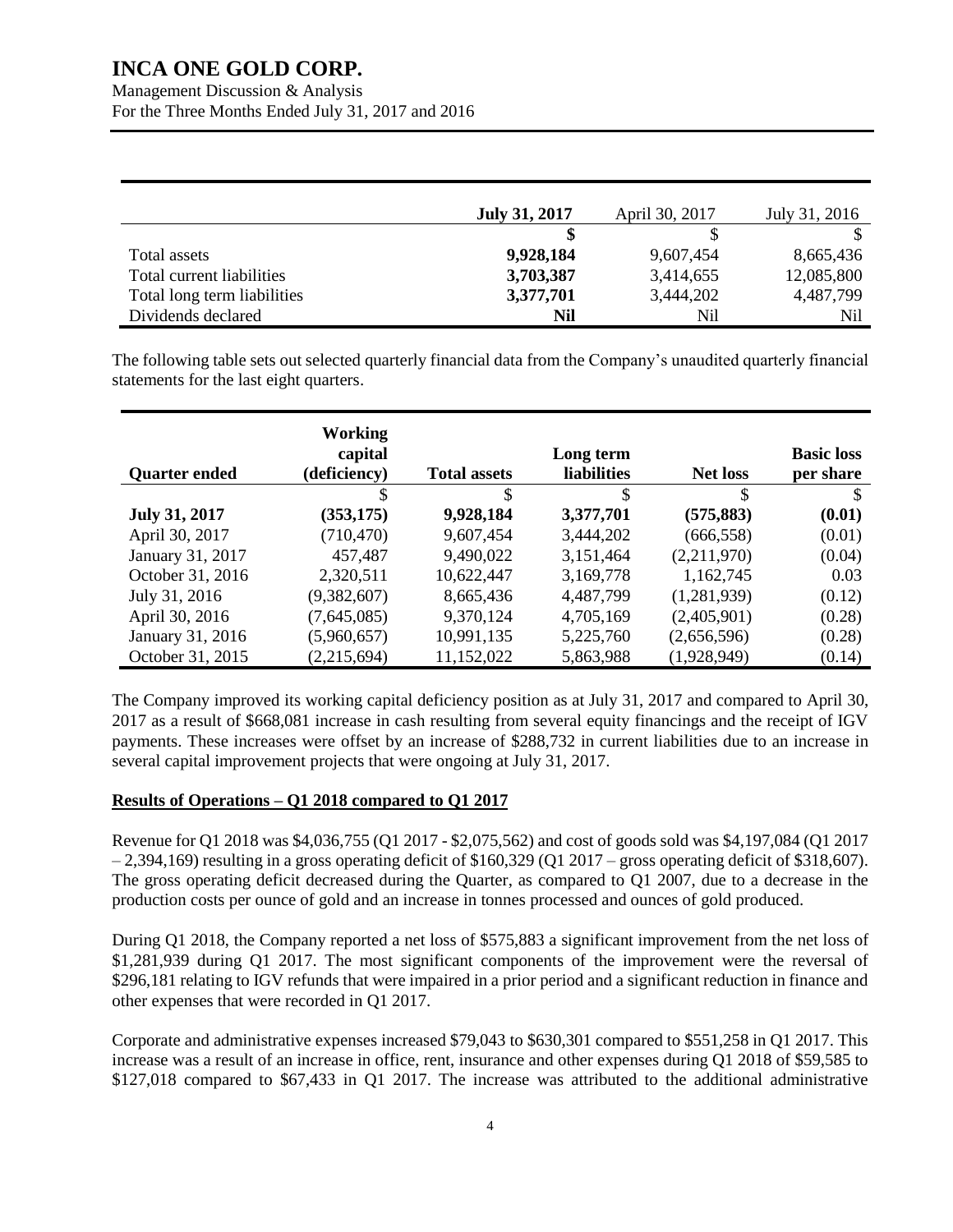|  | **July 31, 2017** | April 30, 2017 | July 31, 2016 |
|---|---|---|---|
|  | **$** | $ | $ |
| Total assets | **9,928,184** | 9,607,454 | 8,665,436 |
| Total current liabilities | **3,703,387** | 3,414,655 | 12,085,800 |
| Total long term liabilities | **3,377,701** | 3,444,202 | 4,487,799 |
| Dividends declared | **Nil** | Nil | Nil |

The following table sets out selected quarterly financial data from the Company's unaudited quarterly financial statements for the last eight quarters.

| **Quarter ended** | **Working capital (deficiency)** | **Total assets** | **Long term liabilities** | **Net loss** | **Basic loss per share** |
|---|---|---|---|---|---|
|  | $ | $ | $ | $ | $ |
| **July 31, 2017** | **(353,175)** | **9,928,184** | **3,377,701** | **(575,883)** | **(0.01)** |
| April 30, 2017 | (710,470) | 9,607,454 | 3,444,202 | (666,558) | (0.01) |
| January 31, 2017 | 457,487 | 9,490,022 | 3,151,464 | (2,211,970) | (0.04) |
| October 31, 2016 | 2,320,511 | 10,622,447 | 3,169,778 | 1,162,745 | 0.03 |
| July 31, 2016 | (9,382,607) | 8,665,436 | 4,487,799 | (1,281,939) | (0.12) |
| April 30, 2016 | (7,645,085) | 9,370,124 | 4,705,169 | (2,405,901) | (0.28) |
| January 31, 2016 | (5,960,657) | 10,991,135 | 5,225,760 | (2,656,596) | (0.28) |
| October 31, 2015 | (2,215,694) | 11,152,022 | 5,863,988 | (1,928,949) | (0.14) |

The Company improved its working capital deficiency position as at July 31, 2017 and compared to April 30, 2017 as a result of $668,081 increase in cash resulting from several equity financings and the receipt of IGV payments. These increases were offset by an increase of $288,732 in current liabilities due to an increase in several capital improvement projects that were ongoing at July 31, 2017.

## **Results of Operations – Q1 2018 compared to Q1 2017**

Revenue for Q1 2018 was $4,036,755 (Q1 2017 - $2,075,562) and cost of goods sold was $4,197,084 (Q1 2017 – 2,394,169) resulting in a gross operating deficit of $160,329 (Q1 2017 – gross operating deficit of $318,607). The gross operating deficit decreased during the Quarter, as compared to Q1 2007, due to a decrease in the production costs per ounce of gold and an increase in tonnes processed and ounces of gold produced.

During Q1 2018, the Company reported a net loss of $575,883 a significant improvement from the net loss of $1,281,939 during Q1 2017. The most significant components of the improvement were the reversal of $296,181 relating to IGV refunds that were impaired in a prior period and a significant reduction in finance and other expenses that were recorded in Q1 2017.

Corporate and administrative expenses increased $79,043 to $630,301 compared to $551,258 in Q1 2017. This increase was a result of an increase in office, rent, insurance and other expenses during Q1 2018 of $59,585 to $127,018 compared to $67,433 in Q1 2017. The increase was attributed to the additional administrative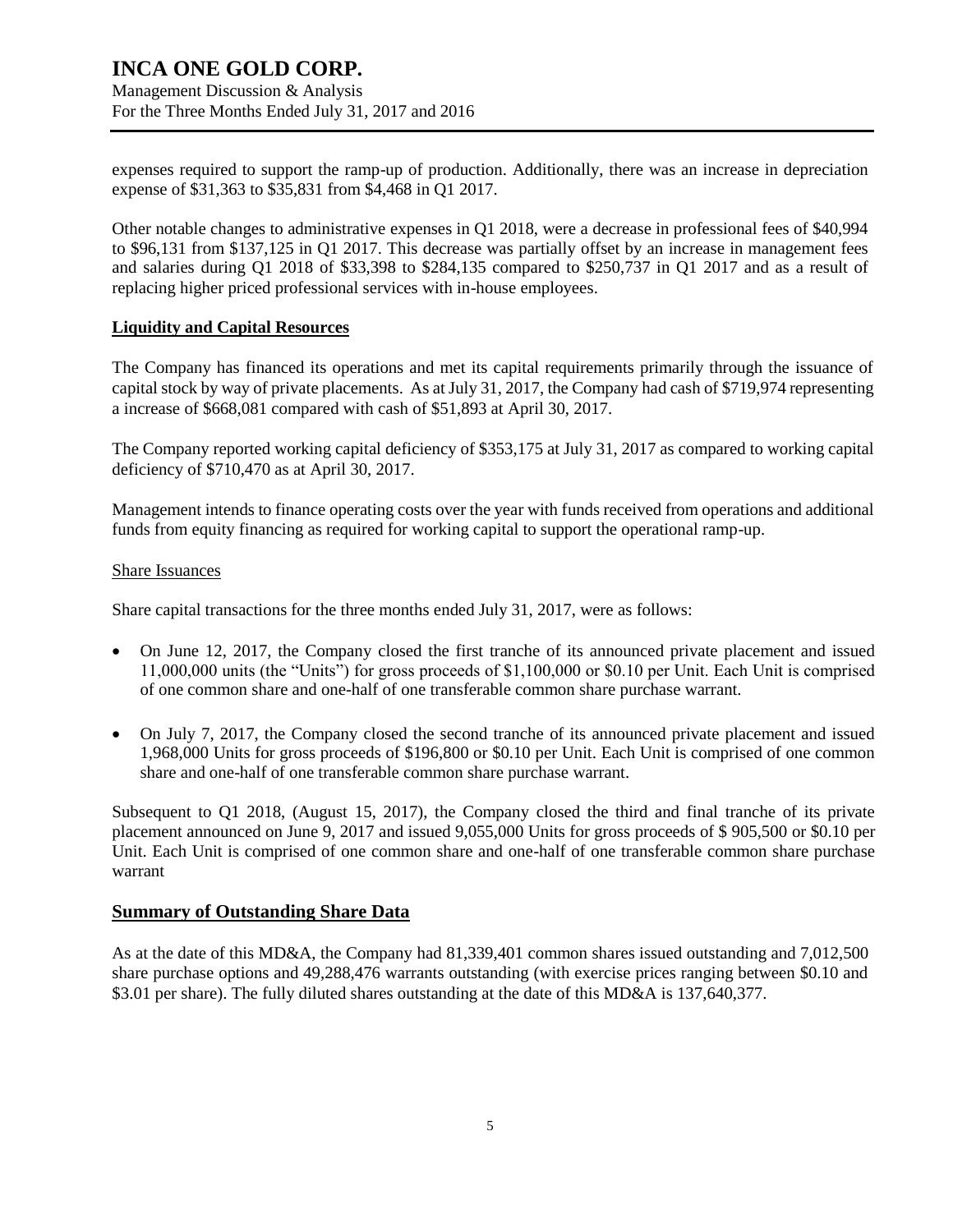expenses required to support the ramp-up of production. Additionally, there was an increase in depreciation expense of $31,363 to $35,831 from $4,468 in Q1 2017.

Other notable changes to administrative expenses in Q1 2018, were a decrease in professional fees of $40,994 to $96,131 from $137,125 in Q1 2017. This decrease was partially offset by an increase in management fees and salaries during Q1 2018 of $33,398 to $284,135 compared to $250,737 in Q1 2017 and as a result of replacing higher priced professional services with in-house employees.

**Liquidity and Capital Resources**

The Company has financed its operations and met its capital requirements primarily through the issuance of capital stock by way of private placements. As at July 31, 2017, the Company had cash of $719,974 representing a increase of $668,081 compared with cash of $51,893 at April 30, 2017.

The Company reported working capital deficiency of $353,175 at July 31, 2017 as compared to working capital deficiency of $710,470 as at April 30, 2017.

Management intends to finance operating costs over the year with funds received from operations and additional funds from equity financing as required for working capital to support the operational ramp-up.

Share Issuances

Share capital transactions for the three months ended July 31, 2017, were as follows:

- On June 12, 2017, the Company closed the first tranche of its announced private placement and issued 11,000,000 units (the "Units") for gross proceeds of $1,100,000 or $0.10 per Unit. Each Unit is comprised of one common share and one-half of one transferable common share purchase warrant.
- On July 7, 2017, the Company closed the second tranche of its announced private placement and issued 1,968,000 Units for gross proceeds of $196,800 or $0.10 per Unit. Each Unit is comprised of one common share and one-half of one transferable common share purchase warrant.

Subsequent to Q1 2018, (August 15, 2017), the Company closed the third and final tranche of its private placement announced on June 9, 2017 and issued 9,055,000 Units for gross proceeds of $ 905,500 or $0.10 per Unit. Each Unit is comprised of one common share and one-half of one transferable common share purchase warrant

## Summary of Outstanding Share Data

As at the date of this MD&A, the Company had 81,339,401 common shares issued outstanding and 7,012,500 share purchase options and 49,288,476 warrants outstanding (with exercise prices ranging between $0.10 and $3.01 per share). The fully diluted shares outstanding at the date of this MD&A is 137,640,377.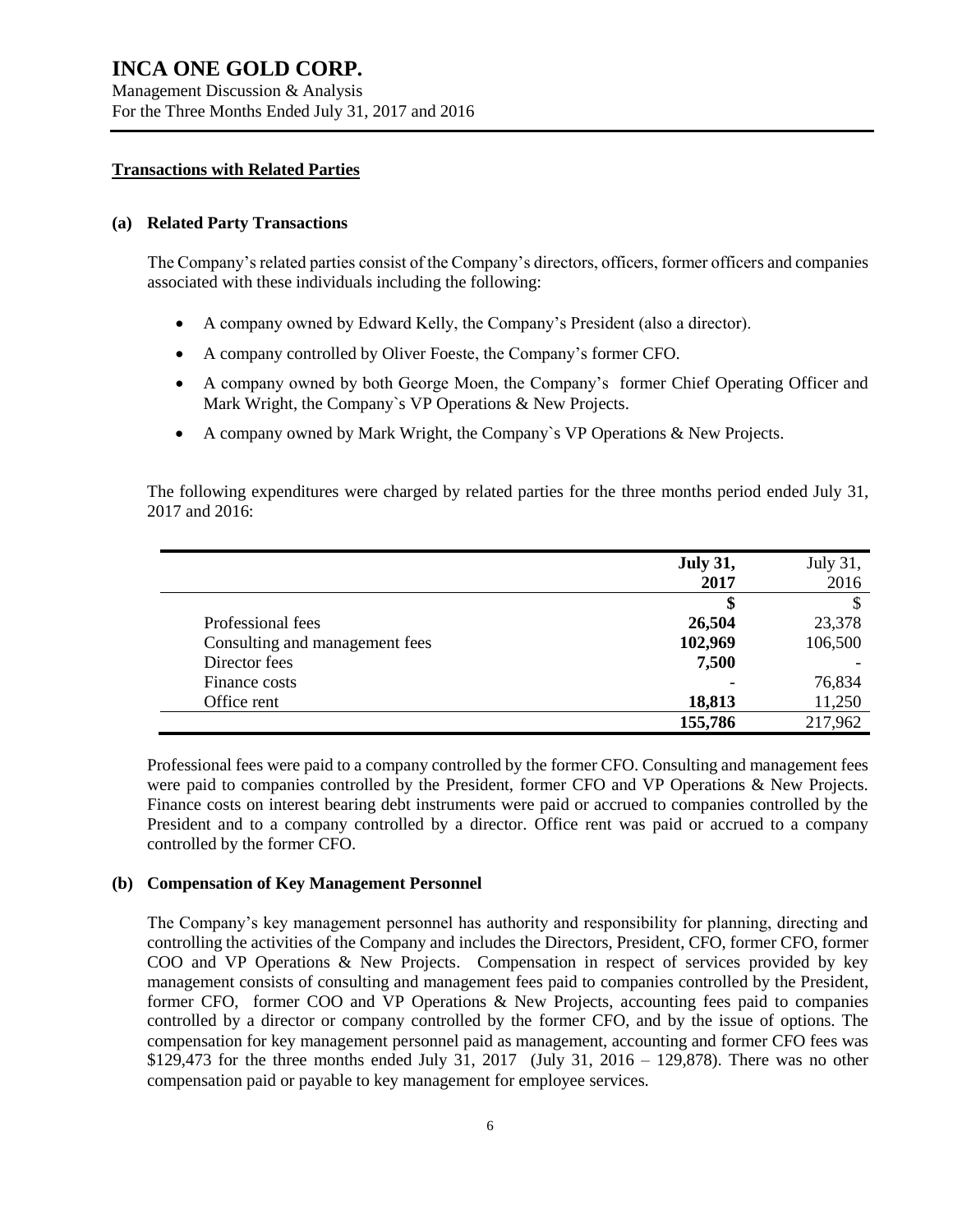## Transactions with Related Parties

### (a) Related Party Transactions

The Company's related parties consist of the Company's directors, officers, former officers and companies associated with these individuals including the following:

- A company owned by Edward Kelly, the Company's President (also a director).
- A company controlled by Oliver Foeste, the Company's former CFO.
- A company owned by both George Moen, the Company's former Chief Operating Officer and Mark Wright, the Company`s VP Operations & New Projects.
- A company owned by Mark Wright, the Company`s VP Operations & New Projects.

The following expenditures were charged by related parties for the three months period ended July 31, 2017 and 2016:

| | **July 31, 2017** | July 31, 2016 |
|---|---|---|
| | **$** | $ |
| Professional fees | **26,504** | 23,378 |
| Consulting and management fees | **102,969** | 106,500 |
| Director fees | **7,500** | - |
| Finance costs | - | 76,834 |
| Office rent | **18,813** | 11,250 |
| | **155,786** | 217,962 |

Professional fees were paid to a company controlled by the former CFO. Consulting and management fees were paid to companies controlled by the President, former CFO and VP Operations & New Projects. Finance costs on interest bearing debt instruments were paid or accrued to companies controlled by the President and to a company controlled by a director. Office rent was paid or accrued to a company controlled by the former CFO.

### (b) Compensation of Key Management Personnel

The Company's key management personnel has authority and responsibility for planning, directing and controlling the activities of the Company and includes the Directors, President, CFO, former CFO, former COO and VP Operations & New Projects. Compensation in respect of services provided by key management consists of consulting and management fees paid to companies controlled by the President, former CFO, former COO and VP Operations & New Projects, accounting fees paid to companies controlled by a director or company controlled by the former CFO, and by the issue of options. The compensation for key management personnel paid as management, accounting and former CFO fees was $129,473 for the three months ended July 31, 2017 (July 31, 2016 – 129,878). There was no other compensation paid or payable to key management for employee services.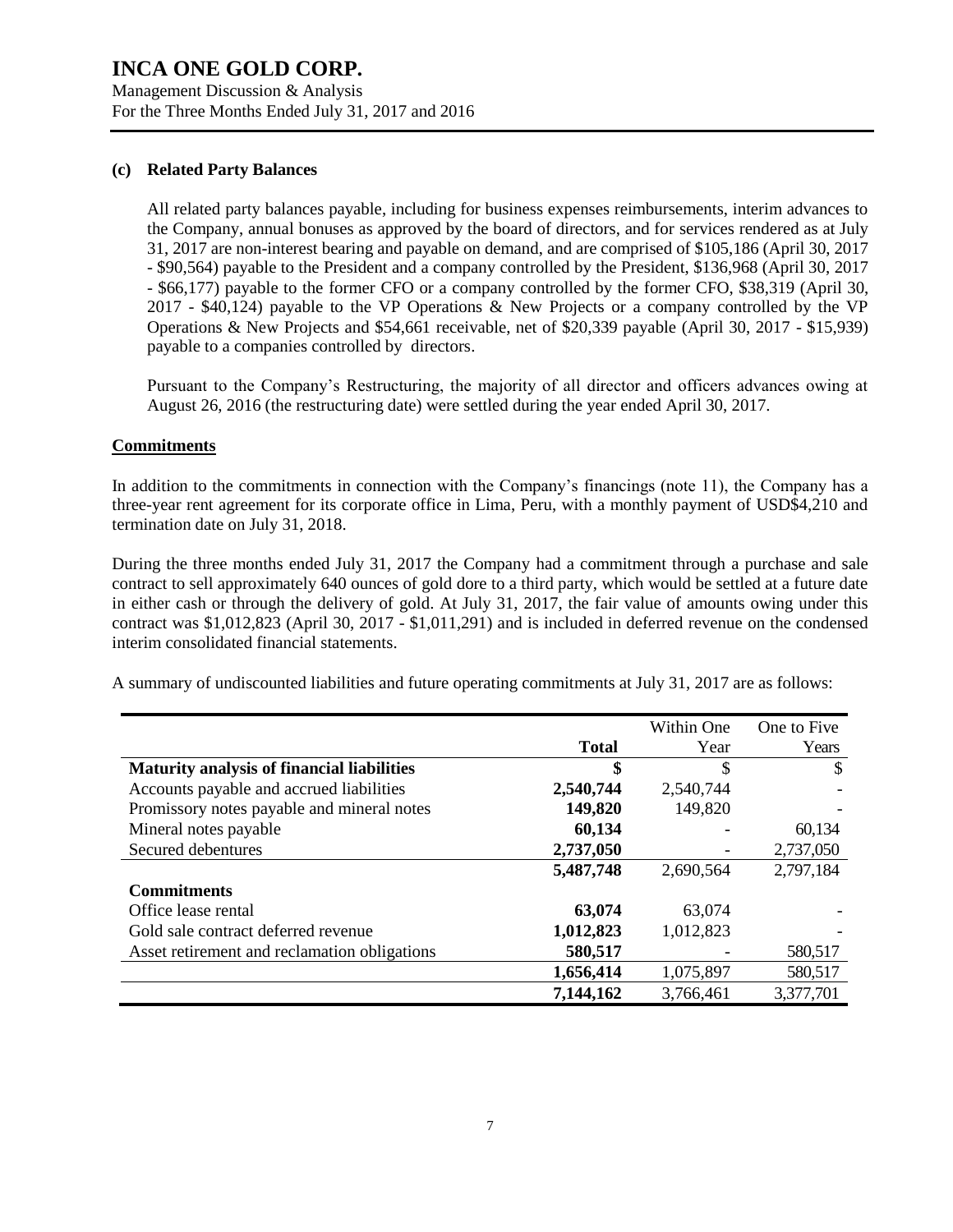### (c) Related Party Balances

All related party balances payable, including for business expenses reimbursements, interim advances to the Company, annual bonuses as approved by the board of directors, and for services rendered as at July 31, 2017 are non-interest bearing and payable on demand, and are comprised of $105,186 (April 30, 2017 - $90,564) payable to the President and a company controlled by the President, $136,968 (April 30, 2017 - $66,177) payable to the former CFO or a company controlled by the former CFO, $38,319 (April 30, 2017 - $40,124) payable to the VP Operations & New Projects or a company controlled by the VP Operations & New Projects and $54,661 receivable, net of $20,339 payable (April 30, 2017 - $15,939) payable to a companies controlled by directors.

Pursuant to the Company's Restructuring, the majority of all director and officers advances owing at August 26, 2016 (the restructuring date) were settled during the year ended April 30, 2017.

## Commitments

In addition to the commitments in connection with the Company's financings (note 11), the Company has a three-year rent agreement for its corporate office in Lima, Peru, with a monthly payment of USD$4,210 and termination date on July 31, 2018.

During the three months ended July 31, 2017 the Company had a commitment through a purchase and sale contract to sell approximately 640 ounces of gold dore to a third party, which would be settled at a future date in either cash or through the delivery of gold. At July 31, 2017, the fair value of amounts owing under this contract was $1,012,823 (April 30, 2017 - $1,011,291) and is included in deferred revenue on the condensed interim consolidated financial statements.

A summary of undiscounted liabilities and future operating commitments at July 31, 2017 are as follows:

| | Total | Within One Year | One to Five Years |
|---|---|---|---|
| **Maturity analysis of financial liabilities** | **$** | $ | $ |
| Accounts payable and accrued liabilities | **2,540,744** | 2,540,744 | - |
| Promissory notes payable and mineral notes | **149,820** | 149,820 | - |
| Mineral notes payable | **60,134** | - | 60,134 |
| Secured debentures | **2,737,050** | - | 2,737,050 |
| | **5,487,748** | 2,690,564 | 2,797,184 |
| **Commitments** | | | |
| Office lease rental | **63,074** | 63,074 | - |
| Gold sale contract deferred revenue | **1,012,823** | 1,012,823 | - |
| Asset retirement and reclamation obligations | **580,517** | - | 580,517 |
| | **1,656,414** | 1,075,897 | 580,517 |
| | **7,144,162** | 3,766,461 | 3,377,701 |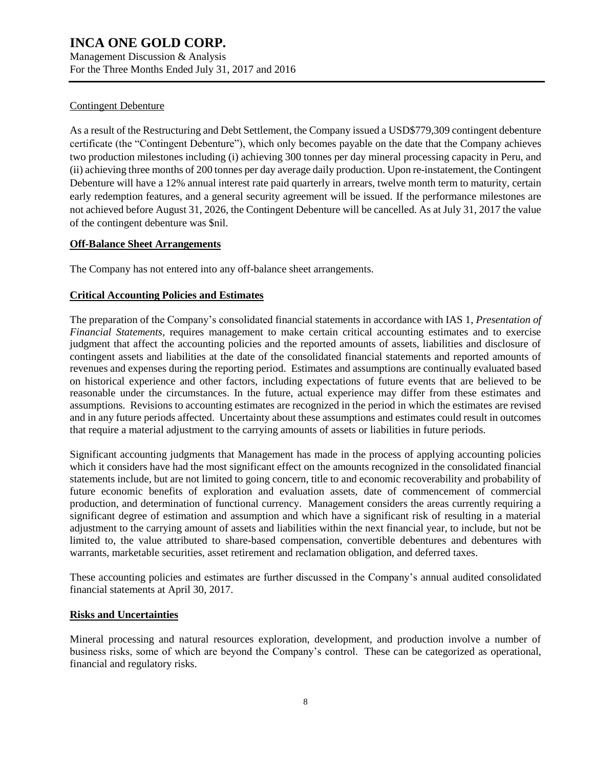Contingent Debenture

As a result of the Restructuring and Debt Settlement, the Company issued a USD$779,309 contingent debenture certificate (the "Contingent Debenture"), which only becomes payable on the date that the Company achieves two production milestones including (i) achieving 300 tonnes per day mineral processing capacity in Peru, and (ii) achieving three months of 200 tonnes per day average daily production. Upon re-instatement, the Contingent Debenture will have a 12% annual interest rate paid quarterly in arrears, twelve month term to maturity, certain early redemption features, and a general security agreement will be issued. If the performance milestones are not achieved before August 31, 2026, the Contingent Debenture will be cancelled. As at July 31, 2017 the value of the contingent debenture was $nil.

## Off-Balance Sheet Arrangements

The Company has not entered into any off-balance sheet arrangements.

## Critical Accounting Policies and Estimates

The preparation of the Company's consolidated financial statements in accordance with IAS 1, *Presentation of Financial Statements*, requires management to make certain critical accounting estimates and to exercise judgment that affect the accounting policies and the reported amounts of assets, liabilities and disclosure of contingent assets and liabilities at the date of the consolidated financial statements and reported amounts of revenues and expenses during the reporting period. Estimates and assumptions are continually evaluated based on historical experience and other factors, including expectations of future events that are believed to be reasonable under the circumstances. In the future, actual experience may differ from these estimates and assumptions. Revisions to accounting estimates are recognized in the period in which the estimates are revised and in any future periods affected. Uncertainty about these assumptions and estimates could result in outcomes that require a material adjustment to the carrying amounts of assets or liabilities in future periods.

Significant accounting judgments that Management has made in the process of applying accounting policies which it considers have had the most significant effect on the amounts recognized in the consolidated financial statements include, but are not limited to going concern, title to and economic recoverability and probability of future economic benefits of exploration and evaluation assets, date of commencement of commercial production, and determination of functional currency. Management considers the areas currently requiring a significant degree of estimation and assumption and which have a significant risk of resulting in a material adjustment to the carrying amount of assets and liabilities within the next financial year, to include, but not be limited to, the value attributed to share-based compensation, convertible debentures and debentures with warrants, marketable securities, asset retirement and reclamation obligation, and deferred taxes.

These accounting policies and estimates are further discussed in the Company's annual audited consolidated financial statements at April 30, 2017.

## Risks and Uncertainties

Mineral processing and natural resources exploration, development, and production involve a number of business risks, some of which are beyond the Company's control. These can be categorized as operational, financial and regulatory risks.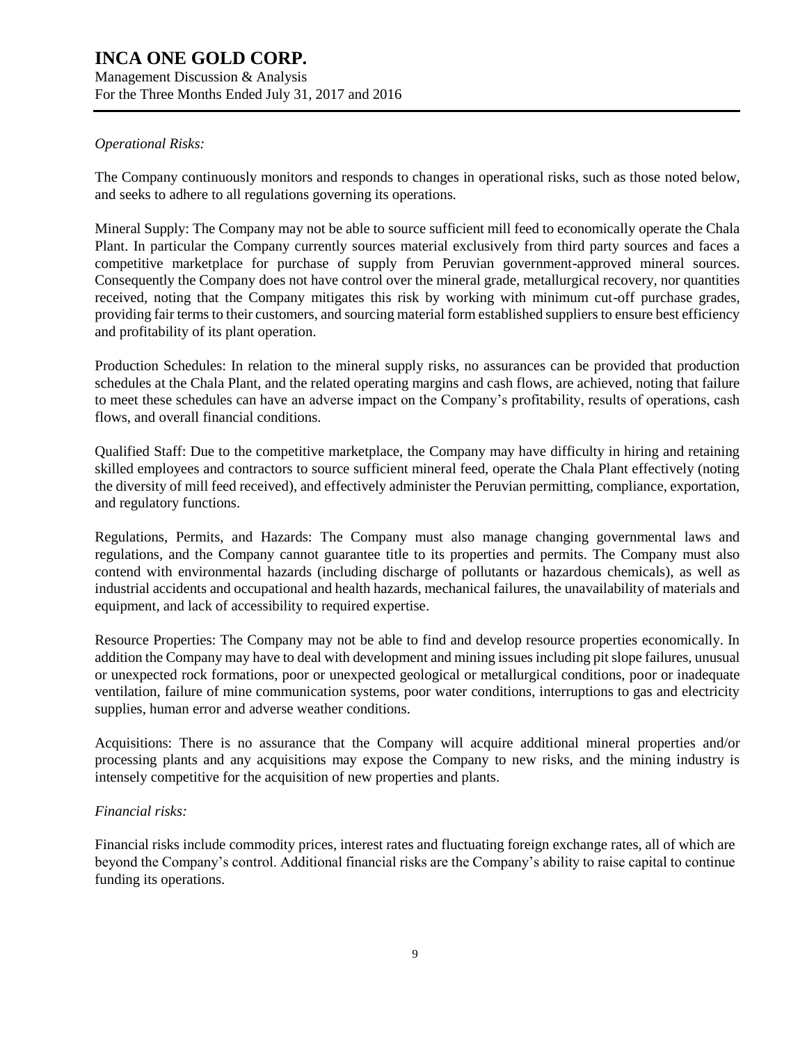*Operational Risks:*

The Company continuously monitors and responds to changes in operational risks, such as those noted below, and seeks to adhere to all regulations governing its operations.

Mineral Supply: The Company may not be able to source sufficient mill feed to economically operate the Chala Plant. In particular the Company currently sources material exclusively from third party sources and faces a competitive marketplace for purchase of supply from Peruvian government-approved mineral sources. Consequently the Company does not have control over the mineral grade, metallurgical recovery, nor quantities received, noting that the Company mitigates this risk by working with minimum cut-off purchase grades, providing fair terms to their customers, and sourcing material form established suppliers to ensure best efficiency and profitability of its plant operation.

Production Schedules: In relation to the mineral supply risks, no assurances can be provided that production schedules at the Chala Plant, and the related operating margins and cash flows, are achieved, noting that failure to meet these schedules can have an adverse impact on the Company's profitability, results of operations, cash flows, and overall financial conditions.

Qualified Staff: Due to the competitive marketplace, the Company may have difficulty in hiring and retaining skilled employees and contractors to source sufficient mineral feed, operate the Chala Plant effectively (noting the diversity of mill feed received), and effectively administer the Peruvian permitting, compliance, exportation, and regulatory functions.

Regulations, Permits, and Hazards: The Company must also manage changing governmental laws and regulations, and the Company cannot guarantee title to its properties and permits. The Company must also contend with environmental hazards (including discharge of pollutants or hazardous chemicals), as well as industrial accidents and occupational and health hazards, mechanical failures, the unavailability of materials and equipment, and lack of accessibility to required expertise.

Resource Properties: The Company may not be able to find and develop resource properties economically. In addition the Company may have to deal with development and mining issues including pit slope failures, unusual or unexpected rock formations, poor or unexpected geological or metallurgical conditions, poor or inadequate ventilation, failure of mine communication systems, poor water conditions, interruptions to gas and electricity supplies, human error and adverse weather conditions.

Acquisitions: There is no assurance that the Company will acquire additional mineral properties and/or processing plants and any acquisitions may expose the Company to new risks, and the mining industry is intensely competitive for the acquisition of new properties and plants.

*Financial risks:*

Financial risks include commodity prices, interest rates and fluctuating foreign exchange rates, all of which are beyond the Company's control. Additional financial risks are the Company's ability to raise capital to continue funding its operations.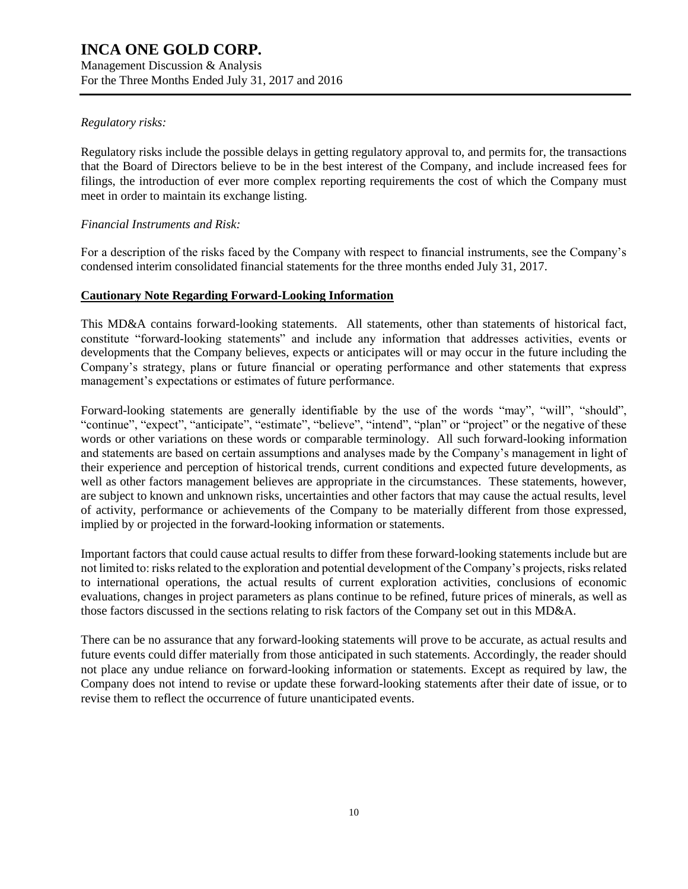*Regulatory risks:*

Regulatory risks include the possible delays in getting regulatory approval to, and permits for, the transactions that the Board of Directors believe to be in the best interest of the Company, and include increased fees for filings, the introduction of ever more complex reporting requirements the cost of which the Company must meet in order to maintain its exchange listing.

*Financial Instruments and Risk:*

For a description of the risks faced by the Company with respect to financial instruments, see the Company's condensed interim consolidated financial statements for the three months ended July 31, 2017.

## Cautionary Note Regarding Forward-Looking Information

This MD&A contains forward-looking statements. All statements, other than statements of historical fact, constitute "forward-looking statements" and include any information that addresses activities, events or developments that the Company believes, expects or anticipates will or may occur in the future including the Company's strategy, plans or future financial or operating performance and other statements that express management's expectations or estimates of future performance.

Forward-looking statements are generally identifiable by the use of the words "may", "will", "should", "continue", "expect", "anticipate", "estimate", "believe", "intend", "plan" or "project" or the negative of these words or other variations on these words or comparable terminology. All such forward-looking information and statements are based on certain assumptions and analyses made by the Company's management in light of their experience and perception of historical trends, current conditions and expected future developments, as well as other factors management believes are appropriate in the circumstances. These statements, however, are subject to known and unknown risks, uncertainties and other factors that may cause the actual results, level of activity, performance or achievements of the Company to be materially different from those expressed, implied by or projected in the forward-looking information or statements.

Important factors that could cause actual results to differ from these forward-looking statements include but are not limited to: risks related to the exploration and potential development of the Company's projects, risks related to international operations, the actual results of current exploration activities, conclusions of economic evaluations, changes in project parameters as plans continue to be refined, future prices of minerals, as well as those factors discussed in the sections relating to risk factors of the Company set out in this MD&A.

There can be no assurance that any forward-looking statements will prove to be accurate, as actual results and future events could differ materially from those anticipated in such statements. Accordingly, the reader should not place any undue reliance on forward-looking information or statements. Except as required by law, the Company does not intend to revise or update these forward-looking statements after their date of issue, or to revise them to reflect the occurrence of future unanticipated events.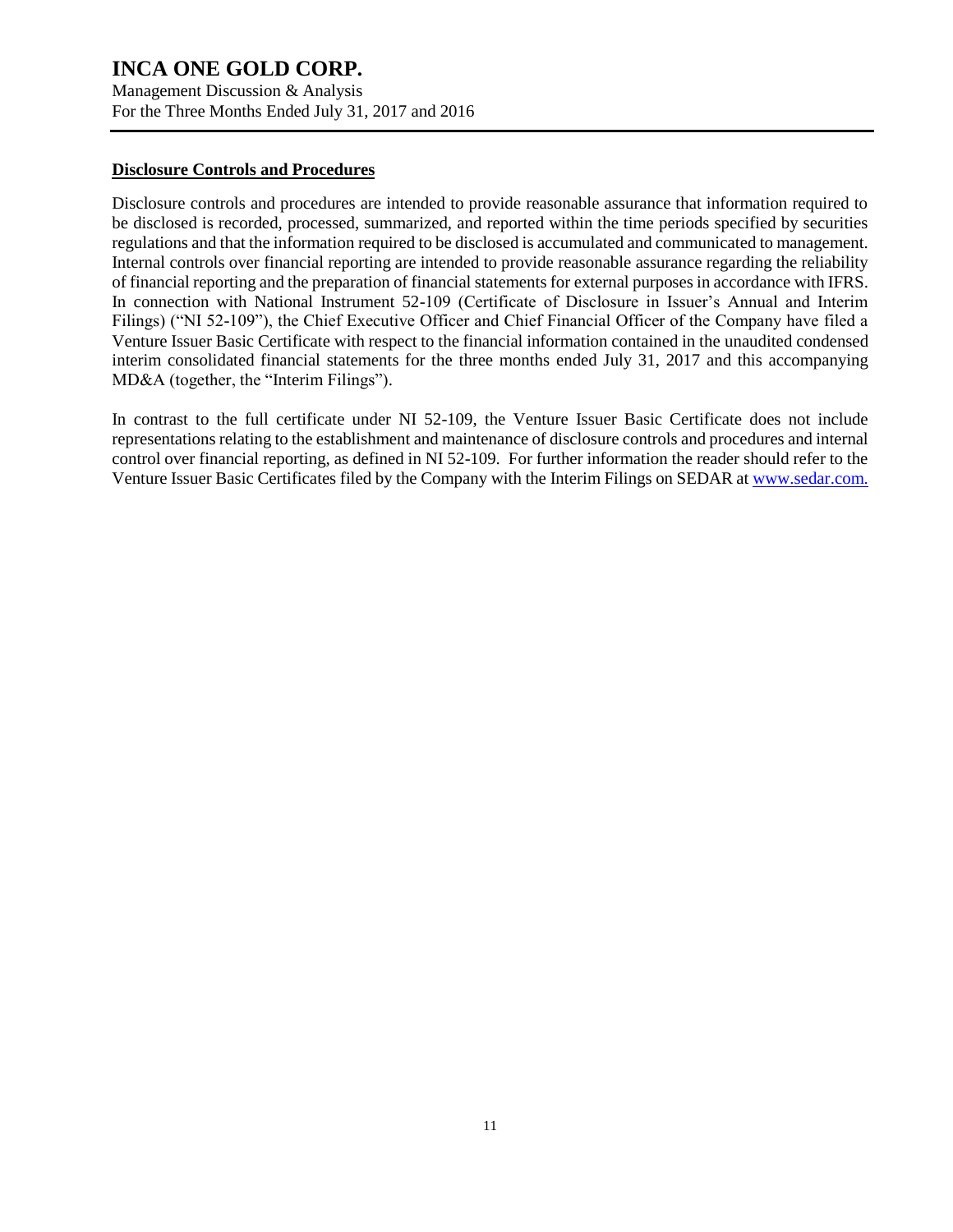## **Disclosure Controls and Procedures**

Disclosure controls and procedures are intended to provide reasonable assurance that information required to be disclosed is recorded, processed, summarized, and reported within the time periods specified by securities regulations and that the information required to be disclosed is accumulated and communicated to management. Internal controls over financial reporting are intended to provide reasonable assurance regarding the reliability of financial reporting and the preparation of financial statements for external purposes in accordance with IFRS. In connection with National Instrument 52-109 (Certificate of Disclosure in Issuer's Annual and Interim Filings) ("NI 52-109"), the Chief Executive Officer and Chief Financial Officer of the Company have filed a Venture Issuer Basic Certificate with respect to the financial information contained in the unaudited condensed interim consolidated financial statements for the three months ended July 31, 2017 and this accompanying MD&A (together, the "Interim Filings").

In contrast to the full certificate under NI 52-109, the Venture Issuer Basic Certificate does not include representations relating to the establishment and maintenance of disclosure controls and procedures and internal control over financial reporting, as defined in NI 52-109. For further information the reader should refer to the Venture Issuer Basic Certificates filed by the Company with the Interim Filings on SEDAR at www.sedar.com.